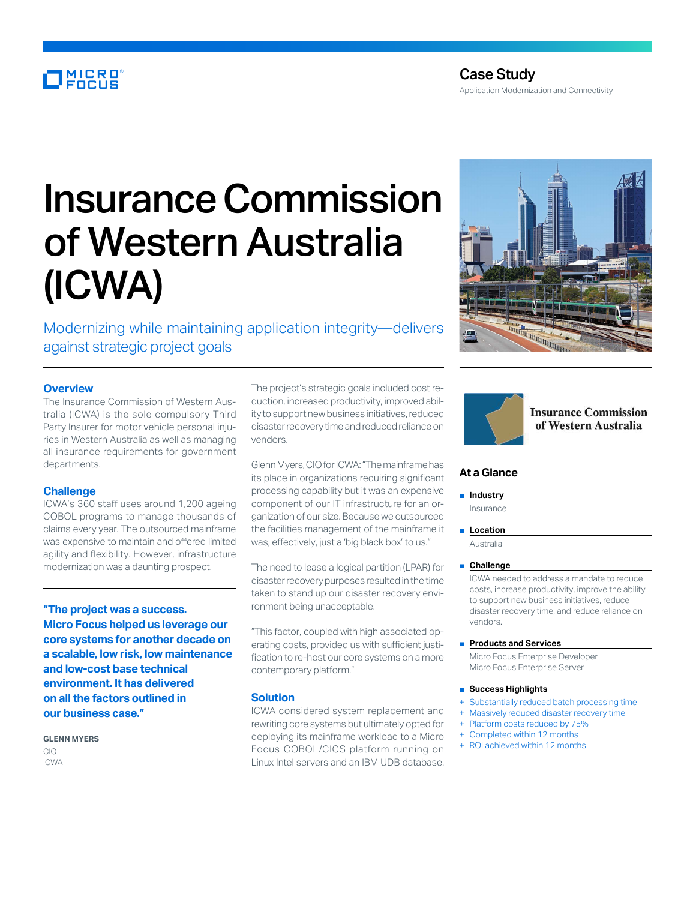Case Study

Application Modernization and Connectivity

# Insurance Commission of Western Australia (ICWA)

## Modernizing while maintaining application integrity—delivers against strategic project goals

### Overview

The Insurance Commission of Western Australia (ICWA) is the sole compulsory Third Party Insurer for motor vehicle personal injuries in Western Australia as well as managing all insurance requirements for government departments.

### Challenge

ICWA's 360 staff uses around 1,200 ageing COBOL programs to manage thousands of claims every year. The outsourced mainframe was expensive to maintain and offered limited agility and flexibility. However, infrastructure modernization was a daunting prospect.

**"The project was a success. Micro Focus helped us leverage our core systems for another decade on a scalable, low risk, low maintenance and low-cost base technical environment. It has delivered on all the factors outlined in our business case."**

GLENN MYERS
CIO
ICWA

The project's strategic goals included cost reduction, increased productivity, improved ability to support new business initiatives, reduced disaster recovery time and reduced reliance on vendors.

Glenn Myers, CIO for ICWA: "The mainframe has its place in organizations requiring significant processing capability but it was an expensive component of our IT infrastructure for an organization of our size. Because we outsourced the facilities management of the mainframe it was, effectively, just a 'big black box' to us."

The need to lease a logical partition (LPAR) for disaster recovery purposes resulted in the time taken to stand up our disaster recovery environment being unacceptable.

"This factor, coupled with high associated operating costs, provided us with sufficient justification to re-host our core systems on a more contemporary platform."

### Solution

ICWA considered system replacement and rewriting core systems but ultimately opted for deploying its mainframe workload to a Micro Focus COBOL/CICS platform running on Linux Intel servers and an IBM UDB database.

Insurance Commission of Western Australia

### At a Glance

**Industry**

Insurance

**Location**

Australia

**Challenge**

ICWA needed to address a mandate to reduce costs, increase productivity, improve the ability to support new business initiatives, reduce disaster recovery time, and reduce reliance on vendors.

**Products and Services**

Micro Focus Enterprise Developer
Micro Focus Enterprise Server

**Success Highlights**

+ Substantially reduced batch processing time
+ Massively reduced disaster recovery time
+ Platform costs reduced by 75%
+ Completed within 12 months
+ ROI achieved within 12 months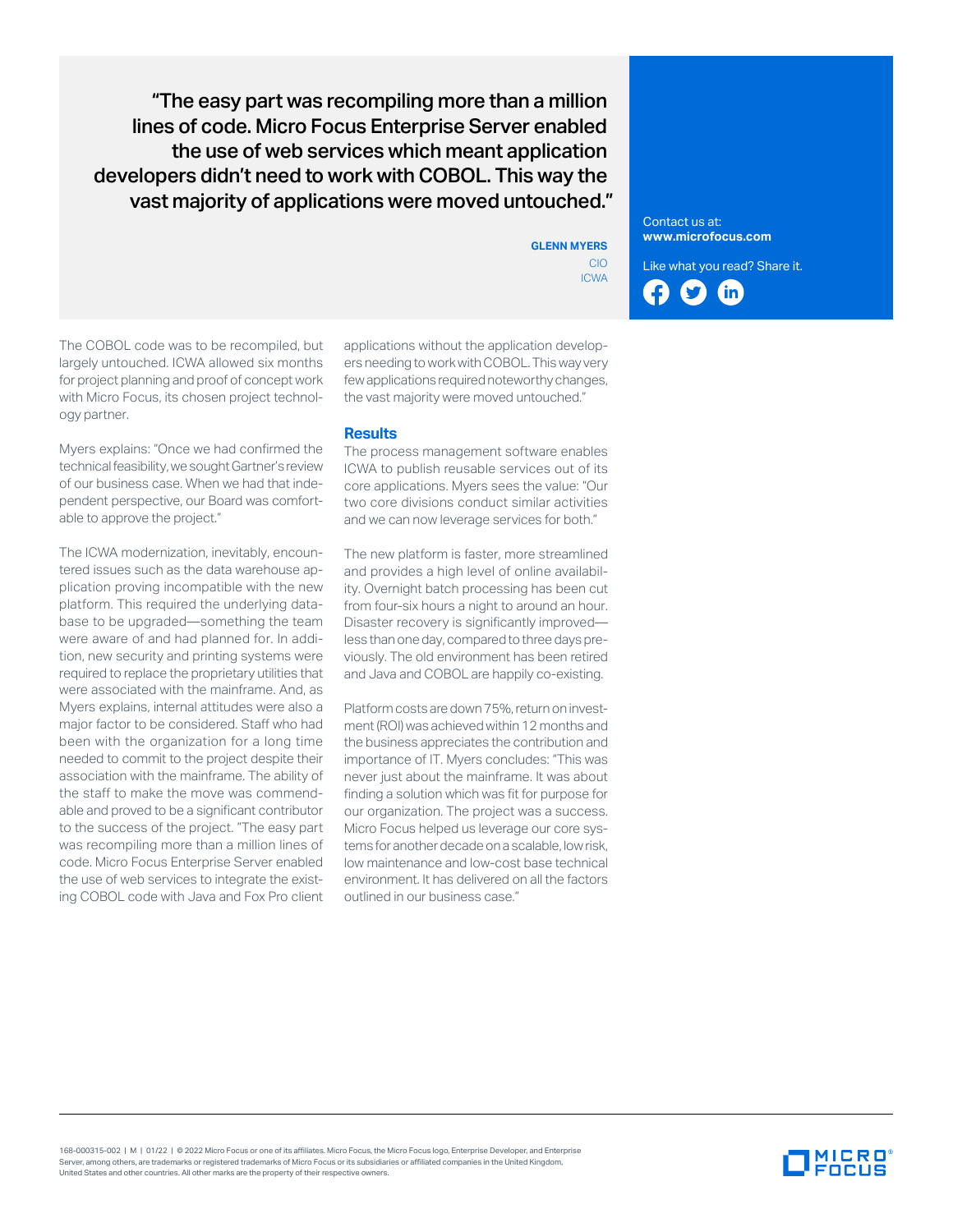> "The easy part was recompiling more than a million lines of code. Micro Focus Enterprise Server enabled the use of web services which meant application developers didn't need to work with COBOL. This way the vast majority of applications were moved untouched."
>
> **GLENN MYERS**
> CIO
> ICWA

Contact us at:
**www.microfocus.com**

Like what you read? Share it.

The COBOL code was to be recompiled, but largely untouched. ICWA allowed six months for project planning and proof of concept work with Micro Focus, its chosen project technology partner.

Myers explains: "Once we had confirmed the technical feasibility, we sought Gartner's review of our business case. When we had that independent perspective, our Board was comfortable to approve the project."

The ICWA modernization, inevitably, encountered issues such as the data warehouse application proving incompatible with the new platform. This required the underlying database to be upgraded—something the team were aware of and had planned for. In addition, new security and printing systems were required to replace the proprietary utilities that were associated with the mainframe. And, as Myers explains, internal attitudes were also a major factor to be considered. Staff who had been with the organization for a long time needed to commit to the project despite their association with the mainframe. The ability of the staff to make the move was commendable and proved to be a significant contributor to the success of the project. "The easy part was recompiling more than a million lines of code. Micro Focus Enterprise Server enabled the use of web services to integrate the existing COBOL code with Java and Fox Pro client applications without the application developers needing to work with COBOL. This way very few applications required noteworthy changes, the vast majority were moved untouched."

## Results

The process management software enables ICWA to publish reusable services out of its core applications. Myers sees the value: "Our two core divisions conduct similar activities and we can now leverage services for both."

The new platform is faster, more streamlined and provides a high level of online availability. Overnight batch processing has been cut from four-six hours a night to around an hour. Disaster recovery is significantly improved—less than one day, compared to three days previously. The old environment has been retired and Java and COBOL are happily co-existing.

Platform costs are down 75%, return on investment (ROI) was achieved within 12 months and the business appreciates the contribution and importance of IT. Myers concludes: "This was never just about the mainframe. It was about finding a solution which was fit for purpose for our organization. The project was a success. Micro Focus helped us leverage our core systems for another decade on a scalable, low risk, low maintenance and low-cost base technical environment. It has delivered on all the factors outlined in our business case."

168-000315-002 | M | 01/22 | © 2022 Micro Focus or one of its affiliates. Micro Focus, the Micro Focus logo, Enterprise Developer, and Enterprise Server, among others, are trademarks or registered trademarks of Micro Focus or its subsidiaries or affiliated companies in the United Kingdom, United States and other countries. All other marks are the property of their respective owners.